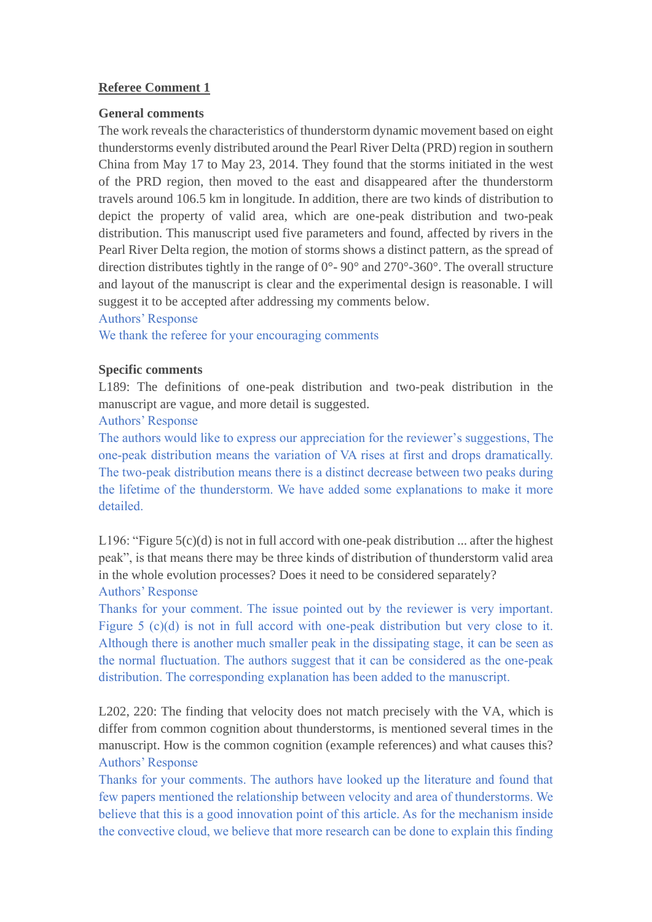## Referee Comment 1

### General comments

The work reveals the characteristics of thunderstorm dynamic movement based on eight thunderstorms evenly distributed around the Pearl River Delta (PRD) region in southern China from May 17 to May 23, 2014. They found that the storms initiated in the west of the PRD region, then moved to the east and disappeared after the thunderstorm travels around 106.5 km in longitude. In addition, there are two kinds of distribution to depict the property of valid area, which are one-peak distribution and two-peak distribution. This manuscript used five parameters and found, affected by rivers in the Pearl River Delta region, the motion of storms shows a distinct pattern, as the spread of direction distributes tightly in the range of 0°- 90° and 270°-360°. The overall structure and layout of the manuscript is clear and the experimental design is reasonable. I will suggest it to be accepted after addressing my comments below.

Authors' Response

We thank the referee for your encouraging comments

### Specific comments

L189: The definitions of one-peak distribution and two-peak distribution in the manuscript are vague, and more detail is suggested.

Authors' Response

The authors would like to express our appreciation for the reviewer's suggestions, The one-peak distribution means the variation of VA rises at first and drops dramatically. The two-peak distribution means there is a distinct decrease between two peaks during the lifetime of the thunderstorm. We have added some explanations to make it more detailed.

L196: "Figure 5(c)(d) is not in full accord with one-peak distribution ... after the highest peak", is that means there may be three kinds of distribution of thunderstorm valid area in the whole evolution processes? Does it need to be considered separately?

Authors' Response

Thanks for your comment. The issue pointed out by the reviewer is very important. Figure 5 (c)(d) is not in full accord with one-peak distribution but very close to it. Although there is another much smaller peak in the dissipating stage, it can be seen as the normal fluctuation. The authors suggest that it can be considered as the one-peak distribution. The corresponding explanation has been added to the manuscript.

L202, 220: The finding that velocity does not match precisely with the VA, which is differ from common cognition about thunderstorms, is mentioned several times in the manuscript. How is the common cognition (example references) and what causes this?

Authors' Response

Thanks for your comments. The authors have looked up the literature and found that few papers mentioned the relationship between velocity and area of thunderstorms. We believe that this is a good innovation point of this article. As for the mechanism inside the convective cloud, we believe that more research can be done to explain this finding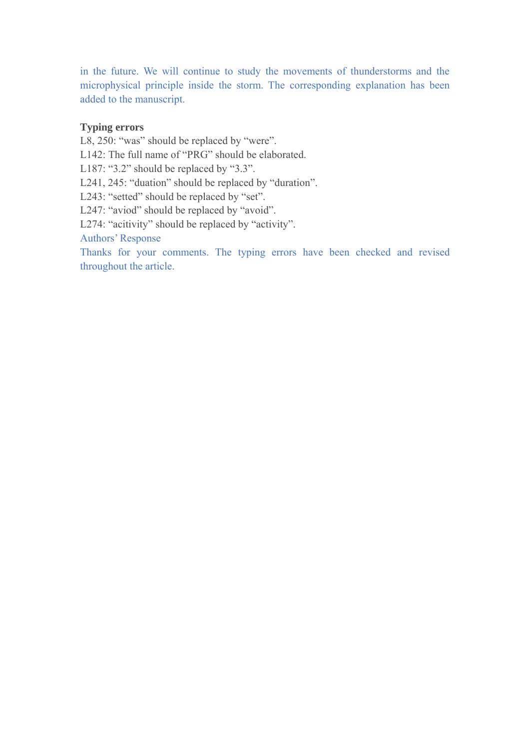in the future. We will continue to study the movements of thunderstorms and the microphysical principle inside the storm. The corresponding explanation has been added to the manuscript.

**Typing errors**

L8, 250: “was” should be replaced by “were”.
L142: The full name of “PRG” should be elaborated.
L187: “3.2” should be replaced by “3.3”.
L241, 245: “duation” should be replaced by “duration”.
L243: “setted” should be replaced by “set”.
L247: “aviod” should be replaced by “avoid”.
L274: “acitivity” should be replaced by “activity”.

Authors’ Response

Thanks for your comments. The typing errors have been checked and revised throughout the article.